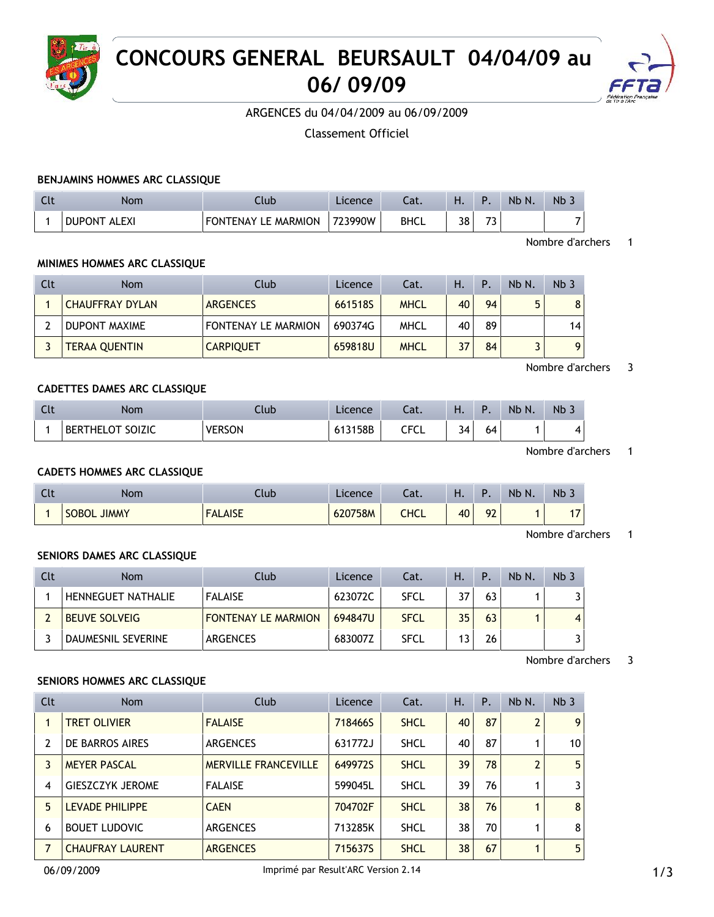# CONCOURS GENERAL BEURSAULT 04/04/09 au 06/ 09/09

ARGENCES du 04/04/2009 au 06/09/2009

Classement Officiel

### BENJAMINS HOMMES ARC CLASSIQUE

| Clt | Nom | Club | Licence | Cat. | H. | P. | Nb N. | Nb 3 |
|---|---|---|---|---|---|---|---|---|
| 1 | DUPONT ALEXI | FONTENAY LE MARMION | 723990W | BHCL | 38 | 73 | | 7 |

Nombre d'archers 1

### MINIMES HOMMES ARC CLASSIQUE

| Clt | Nom | Club | Licence | Cat. | H. | P. | Nb N. | Nb 3 |
|---|---|---|---|---|---|---|---|---|
| 1 | CHAUFFRAY DYLAN | ARGENCES | 661518S | MHCL | 40 | 94 | 5 | 8 |
| 2 | DUPONT MAXIME | FONTENAY LE MARMION | 690374G | MHCL | 40 | 89 | | 14 |
| 3 | TERAA QUENTIN | CARPIQUET | 659818U | MHCL | 37 | 84 | 3 | 9 |

Nombre d'archers 3

### CADETTES DAMES ARC CLASSIQUE

| Clt | Nom | Club | Licence | Cat. | H. | P. | Nb N. | Nb 3 |
|---|---|---|---|---|---|---|---|---|
| 1 | BERTHELOT SOIZIC | VERSON | 613158B | CFCL | 34 | 64 | 1 | 4 |

Nombre d'archers 1

### CADETS HOMMES ARC CLASSIQUE

| Clt | Nom | Club | Licence | Cat. | H. | P. | Nb N. | Nb 3 |
|---|---|---|---|---|---|---|---|---|
| 1 | SOBOL JIMMY | FALAISE | 620758M | CHCL | 40 | 92 | 1 | 17 |

Nombre d'archers 1

### SENIORS DAMES ARC CLASSIQUE

| Clt | Nom | Club | Licence | Cat. | H. | P. | Nb N. | Nb 3 |
|---|---|---|---|---|---|---|---|---|
| 1 | HENNEGUET NATHALIE | FALAISE | 623072C | SFCL | 37 | 63 | 1 | 3 |
| 2 | BEUVE SOLVEIG | FONTENAY LE MARMION | 694847U | SFCL | 35 | 63 | 1 | 4 |
| 3 | DAUMESNIL SEVERINE | ARGENCES | 683007Z | SFCL | 13 | 26 | | 3 |

Nombre d'archers 3

### SENIORS HOMMES ARC CLASSIQUE

| Clt | Nom | Club | Licence | Cat. | H. | P. | Nb N. | Nb 3 |
|---|---|---|---|---|---|---|---|---|
| 1 | TRET OLIVIER | FALAISE | 718466S | SHCL | 40 | 87 | 2 | 9 |
| 2 | DE BARROS AIRES | ARGENCES | 631772J | SHCL | 40 | 87 | 1 | 10 |
| 3 | MEYER PASCAL | MERVILLE FRANCEVILLE | 649972S | SHCL | 39 | 78 | 2 | 5 |
| 4 | GIESZCZYK JEROME | FALAISE | 599045L | SHCL | 39 | 76 | 1 | 3 |
| 5 | LEVADE PHILIPPE | CAEN | 704702F | SHCL | 38 | 76 | 1 | 8 |
| 6 | BOUET LUDOVIC | ARGENCES | 713285K | SHCL | 38 | 70 | 1 | 8 |
| 7 | CHAUFRAY LAURENT | ARGENCES | 715637S | SHCL | 38 | 67 | 1 | 5 |

06/09/2009 Imprimé par Result'ARC Version 2.14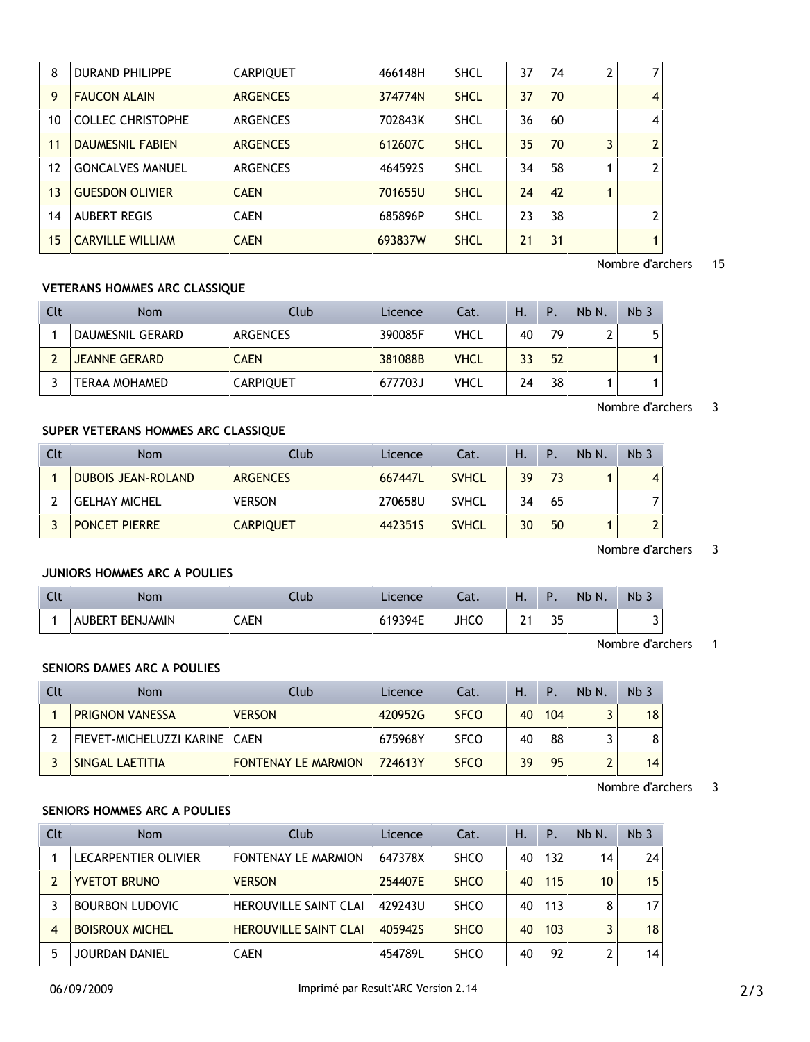| Clt | Nom | Club | Licence | Cat. | H. | P. | Nb N. | Nb 3 |
|---|---|---|---|---|---|---|---|---|
| 8 | DURAND PHILIPPE | CARPIQUET | 466148H | SHCL | 37 | 74 | 2 | 7 |
| 9 | FAUCON ALAIN | ARGENCES | 374774N | SHCL | 37 | 70 | | 4 |
| 10 | COLLEC CHRISTOPHE | ARGENCES | 702843K | SHCL | 36 | 60 | | 4 |
| 11 | DAUMESNIL FABIEN | ARGENCES | 612607C | SHCL | 35 | 70 | 3 | 2 |
| 12 | GONCALVES MANUEL | ARGENCES | 464592S | SHCL | 34 | 58 | 1 | 2 |
| 13 | GUESDON OLIVIER | CAEN | 701655U | SHCL | 24 | 42 | 1 | |
| 14 | AUBERT REGIS | CAEN | 685896P | SHCL | 23 | 38 | | 2 |
| 15 | CARVILLE WILLIAM | CAEN | 693837W | SHCL | 21 | 31 | | 1 |

Nombre d'archers 15

### VETERANS HOMMES ARC CLASSIQUE

| Clt | Nom | Club | Licence | Cat. | H. | P. | Nb N. | Nb 3 |
|---|---|---|---|---|---|---|---|---|
| 1 | DAUMESNIL GERARD | ARGENCES | 390085F | VHCL | 40 | 79 | 2 | 5 |
| 2 | JEANNE GERARD | CAEN | 381088B | VHCL | 33 | 52 | | 1 |
| 3 | TERAA MOHAMED | CARPIQUET | 677703J | VHCL | 24 | 38 | 1 | 1 |

Nombre d'archers 3

### SUPER VETERANS HOMMES ARC CLASSIQUE

| Clt | Nom | Club | Licence | Cat. | H. | P. | Nb N. | Nb 3 |
|---|---|---|---|---|---|---|---|---|
| 1 | DUBOIS JEAN-ROLAND | ARGENCES | 667447L | SVHCL | 39 | 73 | 1 | 4 |
| 2 | GELHAY MICHEL | VERSON | 270658U | SVHCL | 34 | 65 | | 7 |
| 3 | PONCET PIERRE | CARPIQUET | 442351S | SVHCL | 30 | 50 | 1 | 2 |

Nombre d'archers 3

### JUNIORS HOMMES ARC A POULIES

| Clt | Nom | Club | Licence | Cat. | H. | P. | Nb N. | Nb 3 |
|---|---|---|---|---|---|---|---|---|
| 1 | AUBERT BENJAMIN | CAEN | 619394E | JHCO | 21 | 35 | | 3 |

Nombre d'archers 1

### SENIORS DAMES ARC A POULIES

| Clt | Nom | Club | Licence | Cat. | H. | P. | Nb N. | Nb 3 |
|---|---|---|---|---|---|---|---|---|
| 1 | PRIGNON VANESSA | VERSON | 420952G | SFCO | 40 | 104 | 3 | 18 |
| 2 | FIEVET-MICHELUZZI KARINE | CAEN | 675968Y | SFCO | 40 | 88 | 3 | 8 |
| 3 | SINGAL LAETITIA | FONTENAY LE MARMION | 724613Y | SFCO | 39 | 95 | 2 | 14 |

Nombre d'archers 3

### SENIORS HOMMES ARC A POULIES

| Clt | Nom | Club | Licence | Cat. | H. | P. | Nb N. | Nb 3 |
|---|---|---|---|---|---|---|---|---|
| 1 | LECARPENTIER OLIVIER | FONTENAY LE MARMION | 647378X | SHCO | 40 | 132 | 14 | 24 |
| 2 | YVETOT BRUNO | VERSON | 254407E | SHCO | 40 | 115 | 10 | 15 |
| 3 | BOURBON LUDOVIC | HEROUVILLE SAINT CLAI | 429243U | SHCO | 40 | 113 | 8 | 17 |
| 4 | BOISROUX MICHEL | HEROUVILLE SAINT CLAI | 405942S | SHCO | 40 | 103 | 3 | 18 |
| 5 | JOURDAN DANIEL | CAEN | 454789L | SHCO | 40 | 92 | 2 | 14 |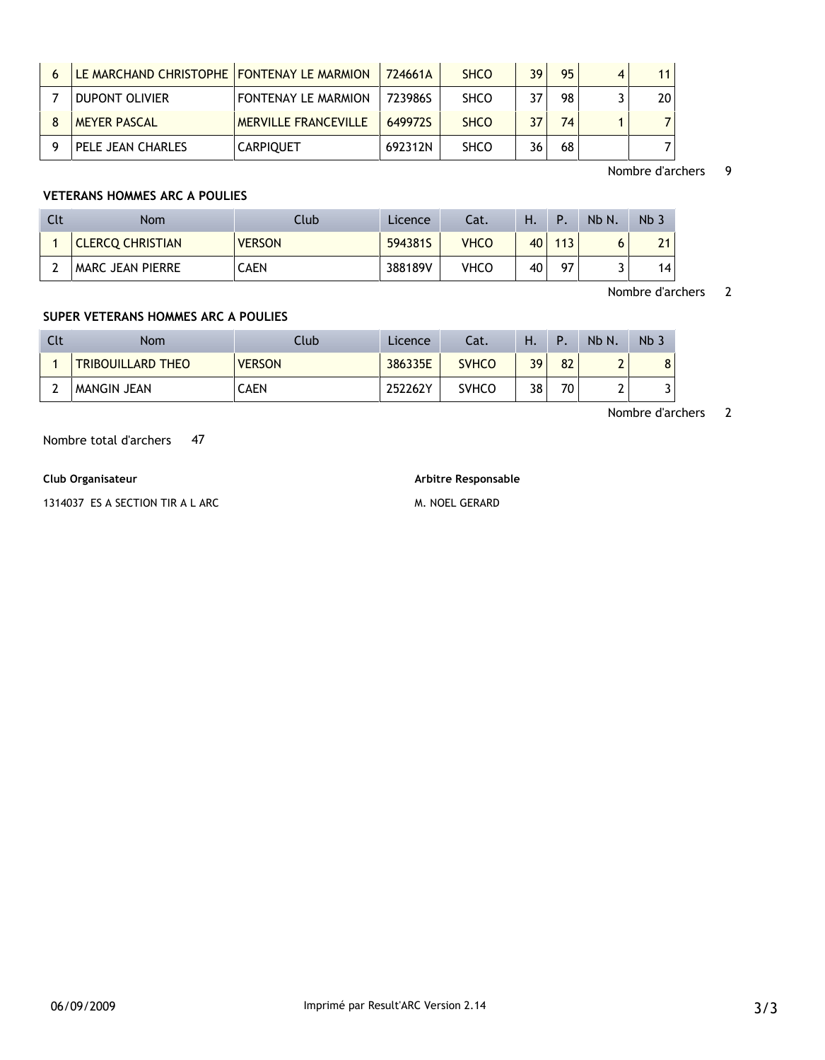| | | | | | | | | |
|---|---|---|---|---|---|---|---|---|
| 6 | LE MARCHAND CHRISTOPHE | FONTENAY LE MARMION | 724661A | SHCO | 39 | 95 | 4 | 11 |
| 7 | DUPONT OLIVIER | FONTENAY LE MARMION | 723986S | SHCO | 37 | 98 | 3 | 20 |
| 8 | MEYER PASCAL | MERVILLE FRANCEVILLE | 649972S | SHCO | 37 | 74 | 1 | 7 |
| 9 | PELE JEAN CHARLES | CARPIQUET | 692312N | SHCO | 36 | 68 | | 7 |

Nombre d'archers 9

**VETERANS HOMMES ARC A POULIES**

| Clt | Nom | Club | Licence | Cat. | H. | P. | Nb N. | Nb 3 |
|---|---|---|---|---|---|---|---|---|
| 1 | CLERCQ CHRISTIAN | VERSON | 594381S | VHCO | 40 | 113 | 6 | 21 |
| 2 | MARC JEAN PIERRE | CAEN | 388189V | VHCO | 40 | 97 | 3 | 14 |

Nombre d'archers 2

**SUPER VETERANS HOMMES ARC A POULIES**

| Clt | Nom | Club | Licence | Cat. | H. | P. | Nb N. | Nb 3 |
|---|---|---|---|---|---|---|---|---|
| 1 | TRIBOUILLARD THEO | VERSON | 386335E | SVHCO | 39 | 82 | 2 | 8 |
| 2 | MANGIN JEAN | CAEN | 252262Y | SVHCO | 38 | 70 | 2 | 3 |

Nombre d'archers 2

Nombre total d'archers 47

**Club Organisateur**

1314037 ES A SECTION TIR A L ARC

**Arbitre Responsable**

M. NOEL GERARD

06/09/2009 Imprimé par Result'ARC Version 2.14